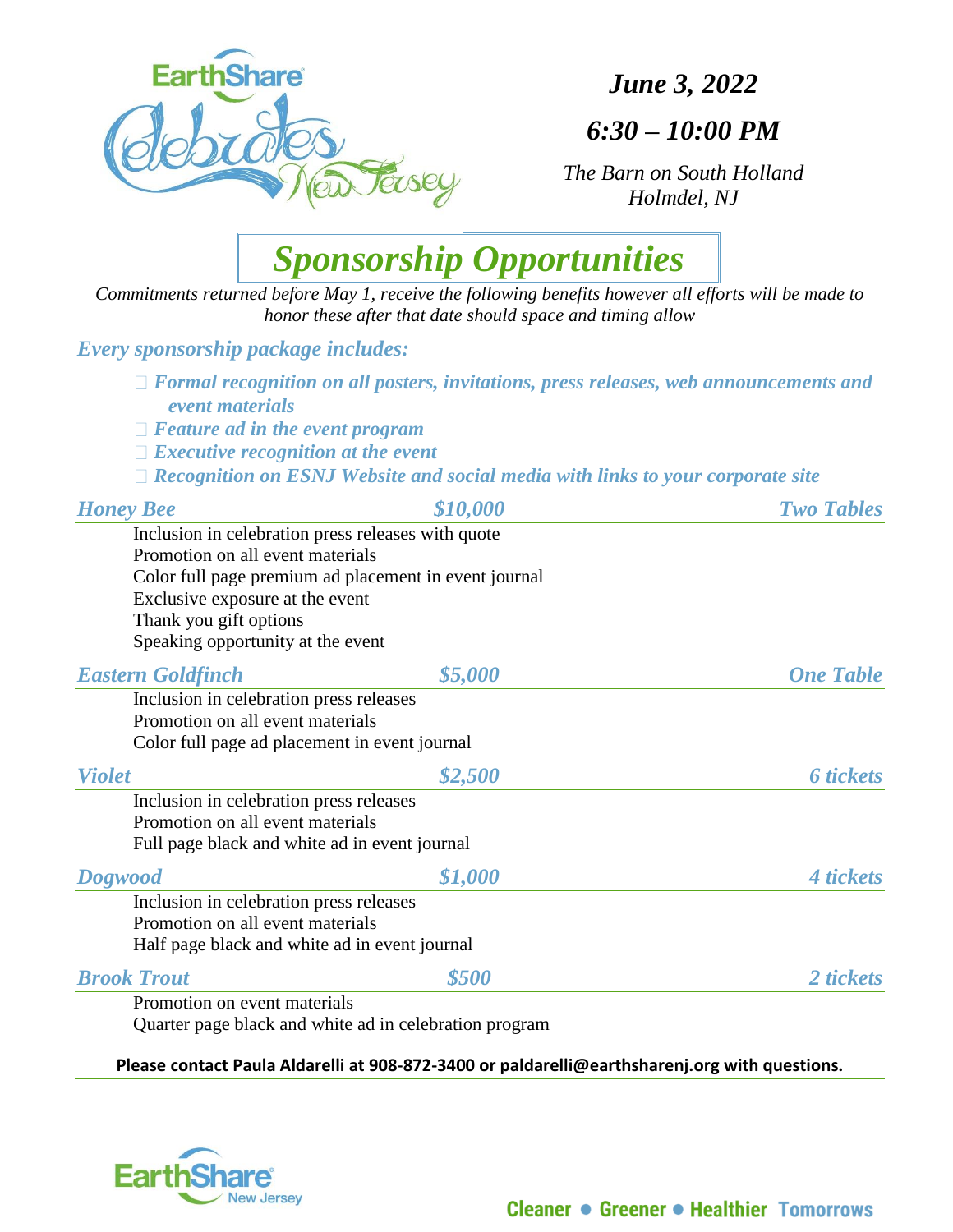EarthShare Celebrates New Jersey

***June 3, 2022***

***6:30 – 10:00 PM***

*The Barn on South Holland*
*Holmdel, NJ*

# *Sponsorship Opportunities*

*Commitments returned before May 1, receive the following benefits however all efforts will be made to honor these after that date should space and timing allow*

***Every sponsorship package includes:***

- ***Formal recognition on all posters, invitations, press releases, web announcements and event materials***
- ***Feature ad in the event program***
- ***Executive recognition at the event***
- ***Recognition on ESNJ Website and social media with links to your corporate site***

### *Honey Bee* — *$10,000* — *Two Tables*

Inclusion in celebration press releases with quote
Promotion on all event materials
Color full page premium ad placement in event journal
Exclusive exposure at the event
Thank you gift options
Speaking opportunity at the event

### *Eastern Goldfinch* — *$5,000* — *One Table*

Inclusion in celebration press releases
Promotion on all event materials
Color full page ad placement in event journal

### *Violet* — *$2,500* — *6 tickets*

Inclusion in celebration press releases
Promotion on all event materials
Full page black and white ad in event journal

### *Dogwood* — *$1,000* — *4 tickets*

Inclusion in celebration press releases
Promotion on all event materials
Half page black and white ad in event journal

### *Brook Trout* — *$500* — *2 tickets*

Promotion on event materials
Quarter page black and white ad in celebration program

**Please contact Paula Aldarelli at 908-872-3400 or paldarelli@earthsharenj.org with questions.**

EarthShare New Jersey

Cleaner • Greener • Healthier Tomorrows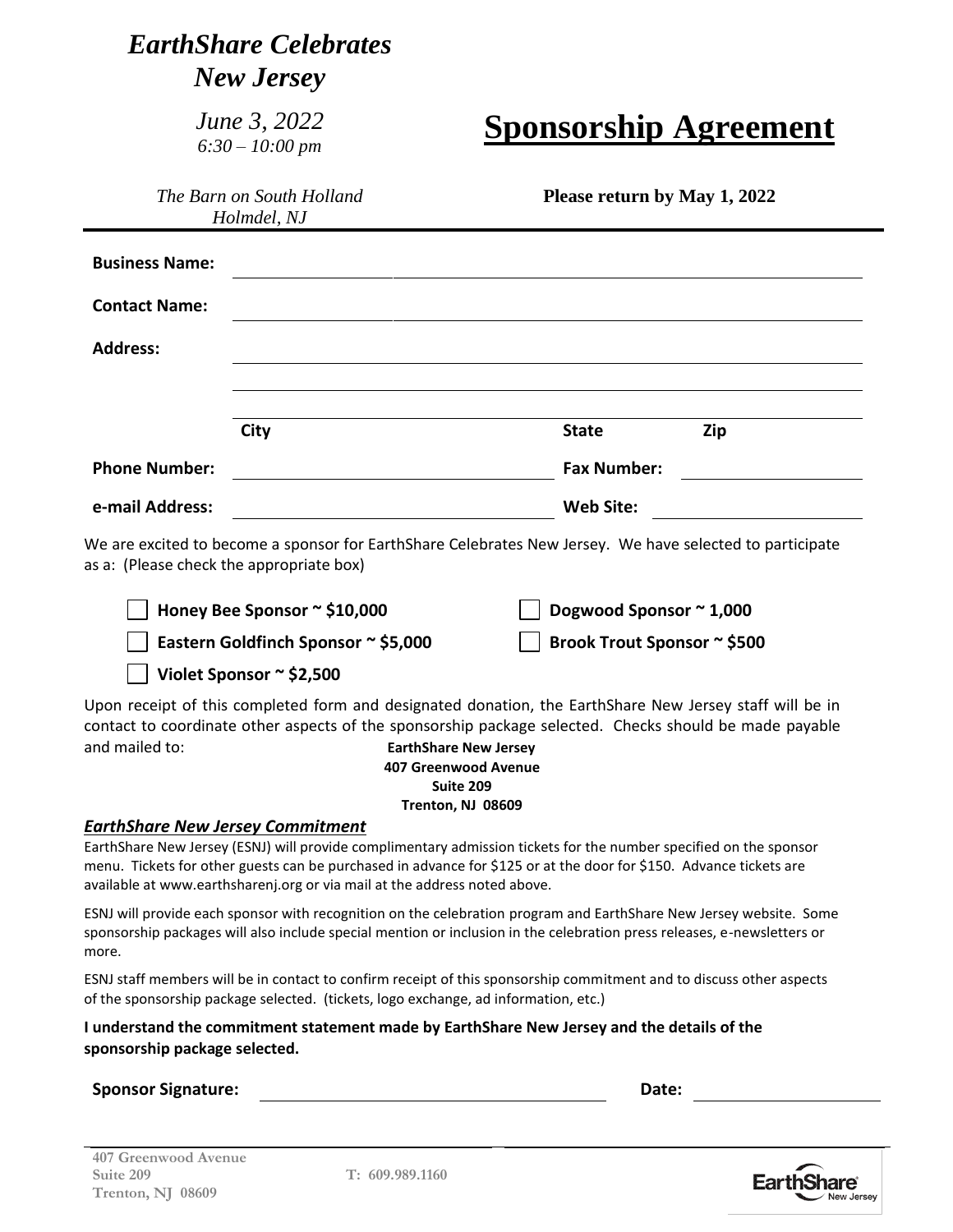# *EarthShare Celebrates New Jersey*

*June 3, 2022*
*6:30 – 10:00 pm*

*The Barn on South Holland*
*Holmdel, NJ*

# Sponsorship Agreement

**Please return by May 1, 2022**

**Business Name:** ______________________________

**Contact Name:** ______________________________

**Address:** ______________________________

______________________________

______________________________

**City** **State** **Zip**

**Phone Number:** ____________________ **Fax Number:** ____________________

**e-mail Address:** ____________________ **Web Site:** ____________________

We are excited to become a sponsor for EarthShare Celebrates New Jersey. We have selected to participate as a: (Please check the appropriate box)

- ☐ **Honey Bee Sponsor ~ $10,000**
- ☐ **Eastern Goldfinch Sponsor ~ $5,000**
- ☐ **Violet Sponsor ~ $2,500**
- ☐ **Dogwood Sponsor ~ 1,000**
- ☐ **Brook Trout Sponsor ~ $500**

Upon receipt of this completed form and designated donation, the EarthShare New Jersey staff will be in contact to coordinate other aspects of the sponsorship package selected. Checks should be made payable and mailed to:

**EarthShare New Jersey**
**407 Greenwood Avenue**
**Suite 209**
**Trenton, NJ 08609**

### ***EarthShare New Jersey Commitment***

EarthShare New Jersey (ESNJ) will provide complimentary admission tickets for the number specified on the sponsor menu. Tickets for other guests can be purchased in advance for $125 or at the door for $150. Advance tickets are available at www.earthsharenj.org or via mail at the address noted above.

ESNJ will provide each sponsor with recognition on the celebration program and EarthShare New Jersey website. Some sponsorship packages will also include special mention or inclusion in the celebration press releases, e-newsletters or more.

ESNJ staff members will be in contact to confirm receipt of this sponsorship commitment and to discuss other aspects of the sponsorship package selected. (tickets, logo exchange, ad information, etc.)

**I understand the commitment statement made by EarthShare New Jersey and the details of the sponsorship package selected.**

**Sponsor Signature:** ______________________________ **Date:** ____________________

407 Greenwood Avenue
Suite 209
Trenton, NJ 08609

T: 609.989.1160

EarthShare New Jersey